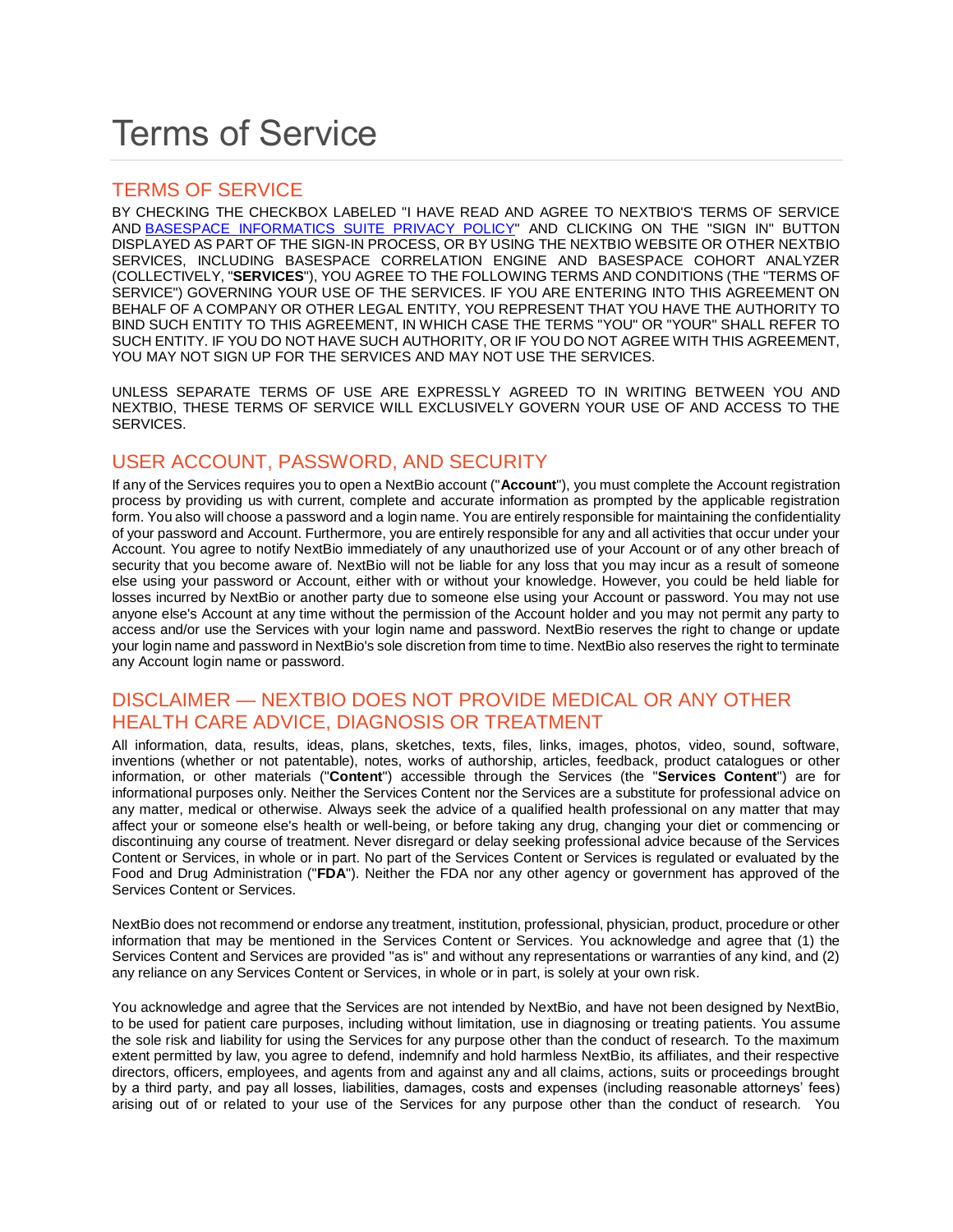# Terms of Service

## TERMS OF SERVICE

BY CHECKING THE CHECKBOX LABELED "I HAVE READ AND AGREE TO NEXTBIO'S TERMS OF SERVICE AND [BASESPACE INFORMATICS SUITE PRIVACY POLICY]" AND CLICKING ON THE "SIGN IN" BUTTON DISPLAYED AS PART OF THE SIGN-IN PROCESS, OR BY USING THE NEXTBIO WEBSITE OR OTHER NEXTBIO SERVICES, INCLUDING BASESPACE CORRELATION ENGINE AND BASESPACE COHORT ANALYZER (COLLECTIVELY, "**SERVICES**"), YOU AGREE TO THE FOLLOWING TERMS AND CONDITIONS (THE "TERMS OF SERVICE") GOVERNING YOUR USE OF THE SERVICES. IF YOU ARE ENTERING INTO THIS AGREEMENT ON BEHALF OF A COMPANY OR OTHER LEGAL ENTITY, YOU REPRESENT THAT YOU HAVE THE AUTHORITY TO BIND SUCH ENTITY TO THIS AGREEMENT, IN WHICH CASE THE TERMS "YOU" OR "YOUR" SHALL REFER TO SUCH ENTITY. IF YOU DO NOT HAVE SUCH AUTHORITY, OR IF YOU DO NOT AGREE WITH THIS AGREEMENT, YOU MAY NOT SIGN UP FOR THE SERVICES AND MAY NOT USE THE SERVICES.

UNLESS SEPARATE TERMS OF USE ARE EXPRESSLY AGREED TO IN WRITING BETWEEN YOU AND NEXTBIO, THESE TERMS OF SERVICE WILL EXCLUSIVELY GOVERN YOUR USE OF AND ACCESS TO THE SERVICES.

## USER ACCOUNT, PASSWORD, AND SECURITY

If any of the Services requires you to open a NextBio account ("**Account**"), you must complete the Account registration process by providing us with current, complete and accurate information as prompted by the applicable registration form. You also will choose a password and a login name. You are entirely responsible for maintaining the confidentiality of your password and Account. Furthermore, you are entirely responsible for any and all activities that occur under your Account. You agree to notify NextBio immediately of any unauthorized use of your Account or of any other breach of security that you become aware of. NextBio will not be liable for any loss that you may incur as a result of someone else using your password or Account, either with or without your knowledge. However, you could be held liable for losses incurred by NextBio or another party due to someone else using your Account or password. You may not use anyone else's Account at any time without the permission of the Account holder and you may not permit any party to access and/or use the Services with your login name and password. NextBio reserves the right to change or update your login name and password in NextBio's sole discretion from time to time. NextBio also reserves the right to terminate any Account login name or password.

## DISCLAIMER — NEXTBIO DOES NOT PROVIDE MEDICAL OR ANY OTHER HEALTH CARE ADVICE, DIAGNOSIS OR TREATMENT

All information, data, results, ideas, plans, sketches, texts, files, links, images, photos, video, sound, software, inventions (whether or not patentable), notes, works of authorship, articles, feedback, product catalogues or other information, or other materials ("**Content**") accessible through the Services (the "**Services Content**") are for informational purposes only. Neither the Services Content nor the Services are a substitute for professional advice on any matter, medical or otherwise. Always seek the advice of a qualified health professional on any matter that may affect your or someone else's health or well-being, or before taking any drug, changing your diet or commencing or discontinuing any course of treatment. Never disregard or delay seeking professional advice because of the Services Content or Services, in whole or in part. No part of the Services Content or Services is regulated or evaluated by the Food and Drug Administration ("**FDA**"). Neither the FDA nor any other agency or government has approved of the Services Content or Services.

NextBio does not recommend or endorse any treatment, institution, professional, physician, product, procedure or other information that may be mentioned in the Services Content or Services. You acknowledge and agree that (1) the Services Content and Services are provided "as is" and without any representations or warranties of any kind, and (2) any reliance on any Services Content or Services, in whole or in part, is solely at your own risk.

You acknowledge and agree that the Services are not intended by NextBio, and have not been designed by NextBio, to be used for patient care purposes, including without limitation, use in diagnosing or treating patients. You assume the sole risk and liability for using the Services for any purpose other than the conduct of research. To the maximum extent permitted by law, you agree to defend, indemnify and hold harmless NextBio, its affiliates, and their respective directors, officers, employees, and agents from and against any and all claims, actions, suits or proceedings brought by a third party, and pay all losses, liabilities, damages, costs and expenses (including reasonable attorneys' fees) arising out of or related to your use of the Services for any purpose other than the conduct of research. You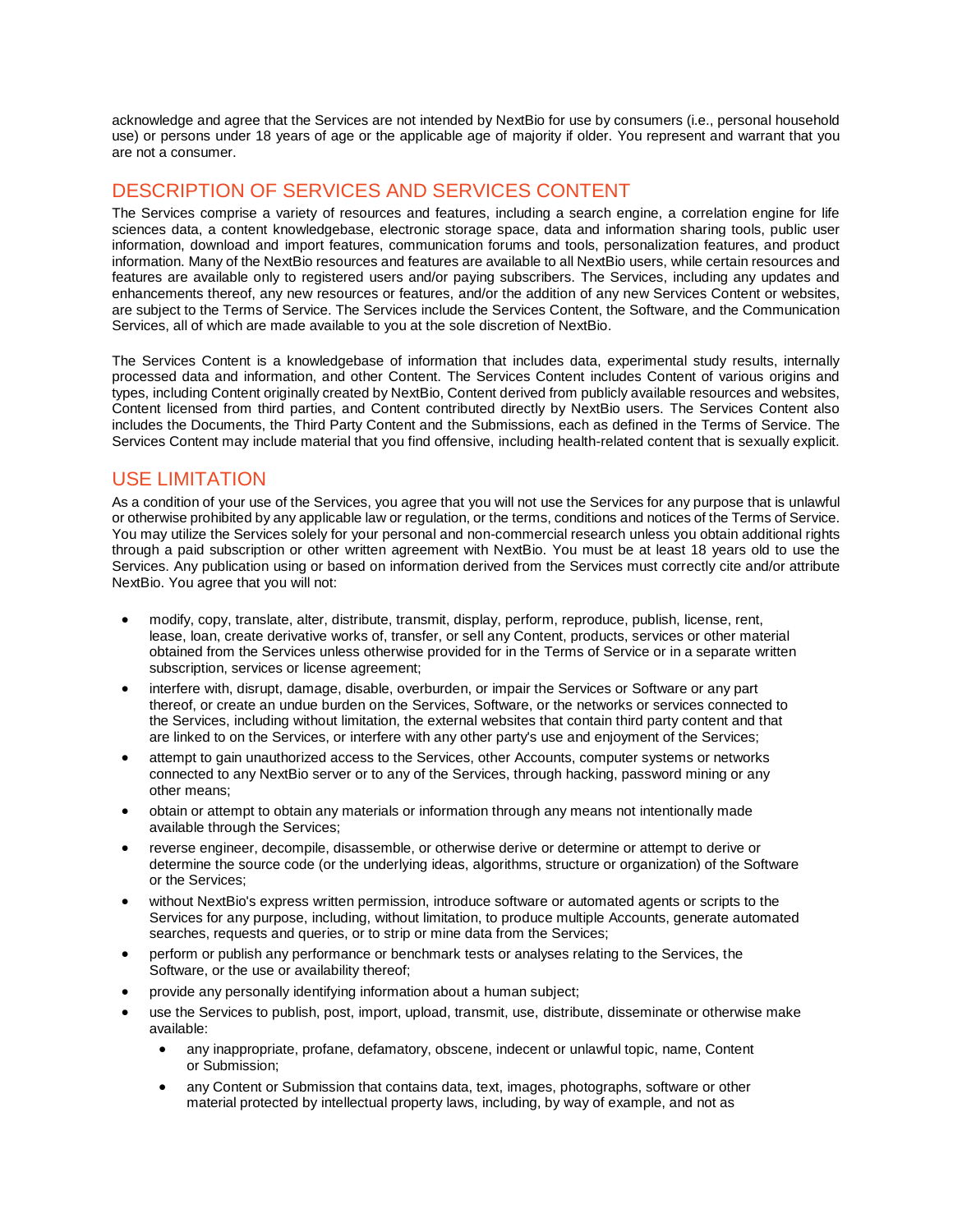acknowledge and agree that the Services are not intended by NextBio for use by consumers (i.e., personal household use) or persons under 18 years of age or the applicable age of majority if older. You represent and warrant that you are not a consumer.

## DESCRIPTION OF SERVICES AND SERVICES CONTENT

The Services comprise a variety of resources and features, including a search engine, a correlation engine for life sciences data, a content knowledgebase, electronic storage space, data and information sharing tools, public user information, download and import features, communication forums and tools, personalization features, and product information. Many of the NextBio resources and features are available to all NextBio users, while certain resources and features are available only to registered users and/or paying subscribers. The Services, including any updates and enhancements thereof, any new resources or features, and/or the addition of any new Services Content or websites, are subject to the Terms of Service. The Services include the Services Content, the Software, and the Communication Services, all of which are made available to you at the sole discretion of NextBio.

The Services Content is a knowledgebase of information that includes data, experimental study results, internally processed data and information, and other Content. The Services Content includes Content of various origins and types, including Content originally created by NextBio, Content derived from publicly available resources and websites, Content licensed from third parties, and Content contributed directly by NextBio users. The Services Content also includes the Documents, the Third Party Content and the Submissions, each as defined in the Terms of Service. The Services Content may include material that you find offensive, including health-related content that is sexually explicit.

## USE LIMITATION

As a condition of your use of the Services, you agree that you will not use the Services for any purpose that is unlawful or otherwise prohibited by any applicable law or regulation, or the terms, conditions and notices of the Terms of Service. You may utilize the Services solely for your personal and non-commercial research unless you obtain additional rights through a paid subscription or other written agreement with NextBio. You must be at least 18 years old to use the Services. Any publication using or based on information derived from the Services must correctly cite and/or attribute NextBio. You agree that you will not:

- modify, copy, translate, alter, distribute, transmit, display, perform, reproduce, publish, license, rent, lease, loan, create derivative works of, transfer, or sell any Content, products, services or other material obtained from the Services unless otherwise provided for in the Terms of Service or in a separate written subscription, services or license agreement;
- interfere with, disrupt, damage, disable, overburden, or impair the Services or Software or any part thereof, or create an undue burden on the Services, Software, or the networks or services connected to the Services, including without limitation, the external websites that contain third party content and that are linked to on the Services, or interfere with any other party's use and enjoyment of the Services;
- attempt to gain unauthorized access to the Services, other Accounts, computer systems or networks connected to any NextBio server or to any of the Services, through hacking, password mining or any other means;
- obtain or attempt to obtain any materials or information through any means not intentionally made available through the Services;
- reverse engineer, decompile, disassemble, or otherwise derive or determine or attempt to derive or determine the source code (or the underlying ideas, algorithms, structure or organization) of the Software or the Services;
- without NextBio's express written permission, introduce software or automated agents or scripts to the Services for any purpose, including, without limitation, to produce multiple Accounts, generate automated searches, requests and queries, or to strip or mine data from the Services;
- perform or publish any performance or benchmark tests or analyses relating to the Services, the Software, or the use or availability thereof;
- provide any personally identifying information about a human subject;
- use the Services to publish, post, import, upload, transmit, use, distribute, disseminate or otherwise make available:
  - any inappropriate, profane, defamatory, obscene, indecent or unlawful topic, name, Content or Submission;
  - any Content or Submission that contains data, text, images, photographs, software or other material protected by intellectual property laws, including, by way of example, and not as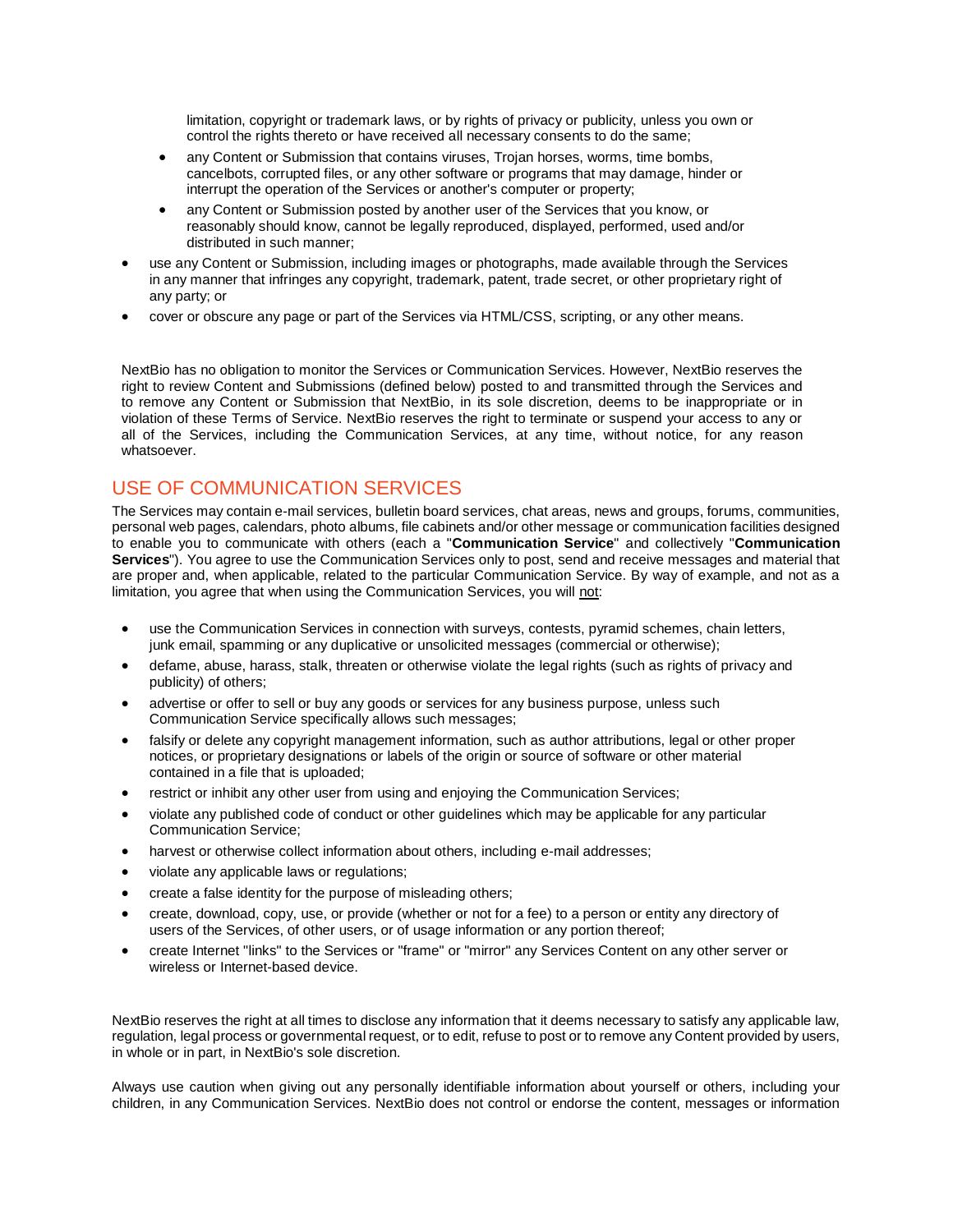limitation, copyright or trademark laws, or by rights of privacy or publicity, unless you own or control the rights thereto or have received all necessary consents to do the same;
  - any Content or Submission that contains viruses, Trojan horses, worms, time bombs, cancelbots, corrupted files, or any other software or programs that may damage, hinder or interrupt the operation of the Services or another's computer or property;
  - any Content or Submission posted by another user of the Services that you know, or reasonably should know, cannot be legally reproduced, displayed, performed, used and/or distributed in such manner;
- use any Content or Submission, including images or photographs, made available through the Services in any manner that infringes any copyright, trademark, patent, trade secret, or other proprietary right of any party; or
- cover or obscure any page or part of the Services via HTML/CSS, scripting, or any other means.

NextBio has no obligation to monitor the Services or Communication Services. However, NextBio reserves the right to review Content and Submissions (defined below) posted to and transmitted through the Services and to remove any Content or Submission that NextBio, in its sole discretion, deems to be inappropriate or in violation of these Terms of Service. NextBio reserves the right to terminate or suspend your access to any or all of the Services, including the Communication Services, at any time, without notice, for any reason whatsoever.

## USE OF COMMUNICATION SERVICES

The Services may contain e-mail services, bulletin board services, chat areas, news and groups, forums, communities, personal web pages, calendars, photo albums, file cabinets and/or other message or communication facilities designed to enable you to communicate with others (each a "**Communication Service**" and collectively "**Communication Services**"). You agree to use the Communication Services only to post, send and receive messages and material that are proper and, when applicable, related to the particular Communication Service. By way of example, and not as a limitation, you agree that when using the Communication Services, you will not:

- use the Communication Services in connection with surveys, contests, pyramid schemes, chain letters, junk email, spamming or any duplicative or unsolicited messages (commercial or otherwise);
- defame, abuse, harass, stalk, threaten or otherwise violate the legal rights (such as rights of privacy and publicity) of others;
- advertise or offer to sell or buy any goods or services for any business purpose, unless such Communication Service specifically allows such messages;
- falsify or delete any copyright management information, such as author attributions, legal or other proper notices, or proprietary designations or labels of the origin or source of software or other material contained in a file that is uploaded;
- restrict or inhibit any other user from using and enjoying the Communication Services;
- violate any published code of conduct or other guidelines which may be applicable for any particular Communication Service;
- harvest or otherwise collect information about others, including e-mail addresses;
- violate any applicable laws or regulations;
- create a false identity for the purpose of misleading others;
- create, download, copy, use, or provide (whether or not for a fee) to a person or entity any directory of users of the Services, of other users, or of usage information or any portion thereof;
- create Internet "links" to the Services or "frame" or "mirror" any Services Content on any other server or wireless or Internet-based device.

NextBio reserves the right at all times to disclose any information that it deems necessary to satisfy any applicable law, regulation, legal process or governmental request, or to edit, refuse to post or to remove any Content provided by users, in whole or in part, in NextBio's sole discretion.

Always use caution when giving out any personally identifiable information about yourself or others, including your children, in any Communication Services. NextBio does not control or endorse the content, messages or information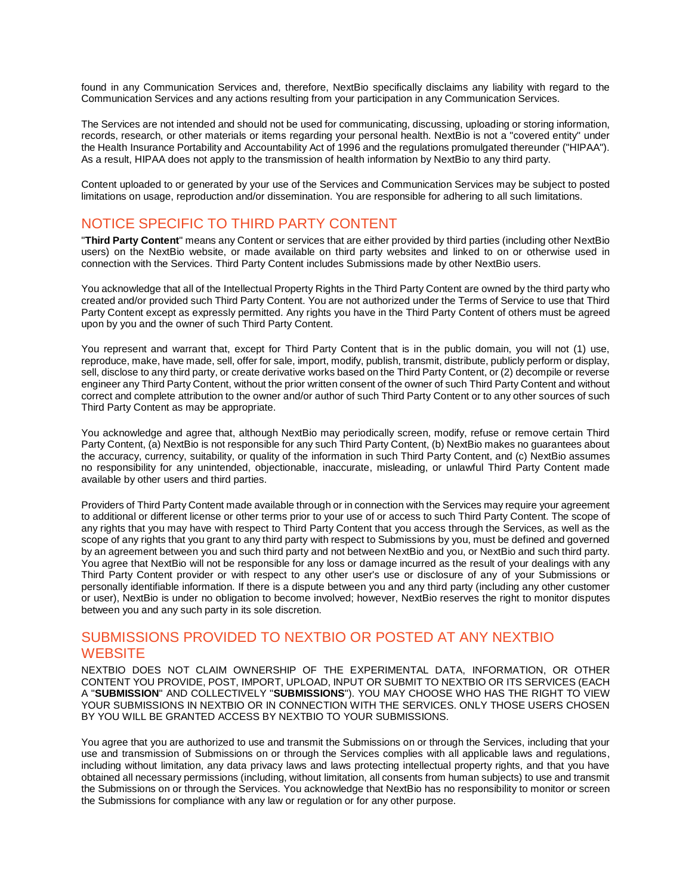found in any Communication Services and, therefore, NextBio specifically disclaims any liability with regard to the Communication Services and any actions resulting from your participation in any Communication Services.

The Services are not intended and should not be used for communicating, discussing, uploading or storing information, records, research, or other materials or items regarding your personal health. NextBio is not a "covered entity" under the Health Insurance Portability and Accountability Act of 1996 and the regulations promulgated thereunder ("HIPAA"). As a result, HIPAA does not apply to the transmission of health information by NextBio to any third party.

Content uploaded to or generated by your use of the Services and Communication Services may be subject to posted limitations on usage, reproduction and/or dissemination. You are responsible for adhering to all such limitations.

## NOTICE SPECIFIC TO THIRD PARTY CONTENT

"**Third Party Content**" means any Content or services that are either provided by third parties (including other NextBio users) on the NextBio website, or made available on third party websites and linked to on or otherwise used in connection with the Services. Third Party Content includes Submissions made by other NextBio users.

You acknowledge that all of the Intellectual Property Rights in the Third Party Content are owned by the third party who created and/or provided such Third Party Content. You are not authorized under the Terms of Service to use that Third Party Content except as expressly permitted. Any rights you have in the Third Party Content of others must be agreed upon by you and the owner of such Third Party Content.

You represent and warrant that, except for Third Party Content that is in the public domain, you will not (1) use, reproduce, make, have made, sell, offer for sale, import, modify, publish, transmit, distribute, publicly perform or display, sell, disclose to any third party, or create derivative works based on the Third Party Content, or (2) decompile or reverse engineer any Third Party Content, without the prior written consent of the owner of such Third Party Content and without correct and complete attribution to the owner and/or author of such Third Party Content or to any other sources of such Third Party Content as may be appropriate.

You acknowledge and agree that, although NextBio may periodically screen, modify, refuse or remove certain Third Party Content, (a) NextBio is not responsible for any such Third Party Content, (b) NextBio makes no guarantees about the accuracy, currency, suitability, or quality of the information in such Third Party Content, and (c) NextBio assumes no responsibility for any unintended, objectionable, inaccurate, misleading, or unlawful Third Party Content made available by other users and third parties.

Providers of Third Party Content made available through or in connection with the Services may require your agreement to additional or different license or other terms prior to your use of or access to such Third Party Content. The scope of any rights that you may have with respect to Third Party Content that you access through the Services, as well as the scope of any rights that you grant to any third party with respect to Submissions by you, must be defined and governed by an agreement between you and such third party and not between NextBio and you, or NextBio and such third party. You agree that NextBio will not be responsible for any loss or damage incurred as the result of your dealings with any Third Party Content provider or with respect to any other user's use or disclosure of any of your Submissions or personally identifiable information. If there is a dispute between you and any third party (including any other customer or user), NextBio is under no obligation to become involved; however, NextBio reserves the right to monitor disputes between you and any such party in its sole discretion.

## SUBMISSIONS PROVIDED TO NEXTBIO OR POSTED AT ANY NEXTBIO WEBSITE

NEXTBIO DOES NOT CLAIM OWNERSHIP OF THE EXPERIMENTAL DATA, INFORMATION, OR OTHER CONTENT YOU PROVIDE, POST, IMPORT, UPLOAD, INPUT OR SUBMIT TO NEXTBIO OR ITS SERVICES (EACH A "**SUBMISSION**" AND COLLECTIVELY "**SUBMISSIONS**"). YOU MAY CHOOSE WHO HAS THE RIGHT TO VIEW YOUR SUBMISSIONS IN NEXTBIO OR IN CONNECTION WITH THE SERVICES. ONLY THOSE USERS CHOSEN BY YOU WILL BE GRANTED ACCESS BY NEXTBIO TO YOUR SUBMISSIONS.

You agree that you are authorized to use and transmit the Submissions on or through the Services, including that your use and transmission of Submissions on or through the Services complies with all applicable laws and regulations, including without limitation, any data privacy laws and laws protecting intellectual property rights, and that you have obtained all necessary permissions (including, without limitation, all consents from human subjects) to use and transmit the Submissions on or through the Services. You acknowledge that NextBio has no responsibility to monitor or screen the Submissions for compliance with any law or regulation or for any other purpose.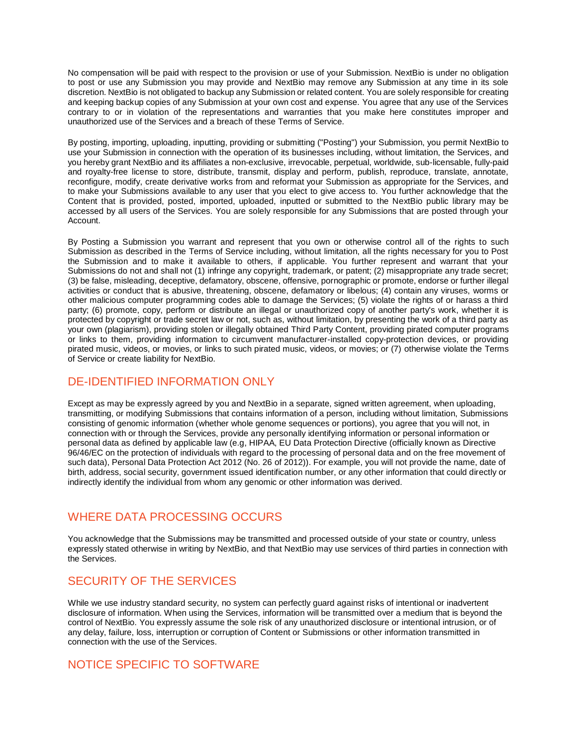No compensation will be paid with respect to the provision or use of your Submission. NextBio is under no obligation to post or use any Submission you may provide and NextBio may remove any Submission at any time in its sole discretion. NextBio is not obligated to backup any Submission or related content. You are solely responsible for creating and keeping backup copies of any Submission at your own cost and expense. You agree that any use of the Services contrary to or in violation of the representations and warranties that you make here constitutes improper and unauthorized use of the Services and a breach of these Terms of Service.

By posting, importing, uploading, inputting, providing or submitting ("Posting") your Submission, you permit NextBio to use your Submission in connection with the operation of its businesses including, without limitation, the Services, and you hereby grant NextBio and its affiliates a non-exclusive, irrevocable, perpetual, worldwide, sub-licensable, fully-paid and royalty-free license to store, distribute, transmit, display and perform, publish, reproduce, translate, annotate, reconfigure, modify, create derivative works from and reformat your Submission as appropriate for the Services, and to make your Submissions available to any user that you elect to give access to. You further acknowledge that the Content that is provided, posted, imported, uploaded, inputted or submitted to the NextBio public library may be accessed by all users of the Services. You are solely responsible for any Submissions that are posted through your Account.

By Posting a Submission you warrant and represent that you own or otherwise control all of the rights to such Submission as described in the Terms of Service including, without limitation, all the rights necessary for you to Post the Submission and to make it available to others, if applicable. You further represent and warrant that your Submissions do not and shall not (1) infringe any copyright, trademark, or patent; (2) misappropriate any trade secret; (3) be false, misleading, deceptive, defamatory, obscene, offensive, pornographic or promote, endorse or further illegal activities or conduct that is abusive, threatening, obscene, defamatory or libelous; (4) contain any viruses, worms or other malicious computer programming codes able to damage the Services; (5) violate the rights of or harass a third party; (6) promote, copy, perform or distribute an illegal or unauthorized copy of another party's work, whether it is protected by copyright or trade secret law or not, such as, without limitation, by presenting the work of a third party as your own (plagiarism), providing stolen or illegally obtained Third Party Content, providing pirated computer programs or links to them, providing information to circumvent manufacturer-installed copy-protection devices, or providing pirated music, videos, or movies, or links to such pirated music, videos, or movies; or (7) otherwise violate the Terms of Service or create liability for NextBio.

## DE-IDENTIFIED INFORMATION ONLY

Except as may be expressly agreed by you and NextBio in a separate, signed written agreement, when uploading, transmitting, or modifying Submissions that contains information of a person, including without limitation, Submissions consisting of genomic information (whether whole genome sequences or portions), you agree that you will not, in connection with or through the Services, provide any personally identifying information or personal information or personal data as defined by applicable law (e.g, HIPAA, EU Data Protection Directive (officially known as Directive 96/46/EC on the protection of individuals with regard to the processing of personal data and on the free movement of such data), Personal Data Protection Act 2012 (No. 26 of 2012)). For example, you will not provide the name, date of birth, address, social security, government issued identification number, or any other information that could directly or indirectly identify the individual from whom any genomic or other information was derived.

## WHERE DATA PROCESSING OCCURS

You acknowledge that the Submissions may be transmitted and processed outside of your state or country, unless expressly stated otherwise in writing by NextBio, and that NextBio may use services of third parties in connection with the Services.

## SECURITY OF THE SERVICES

While we use industry standard security, no system can perfectly guard against risks of intentional or inadvertent disclosure of information. When using the Services, information will be transmitted over a medium that is beyond the control of NextBio. You expressly assume the sole risk of any unauthorized disclosure or intentional intrusion, or of any delay, failure, loss, interruption or corruption of Content or Submissions or other information transmitted in connection with the use of the Services.

## NOTICE SPECIFIC TO SOFTWARE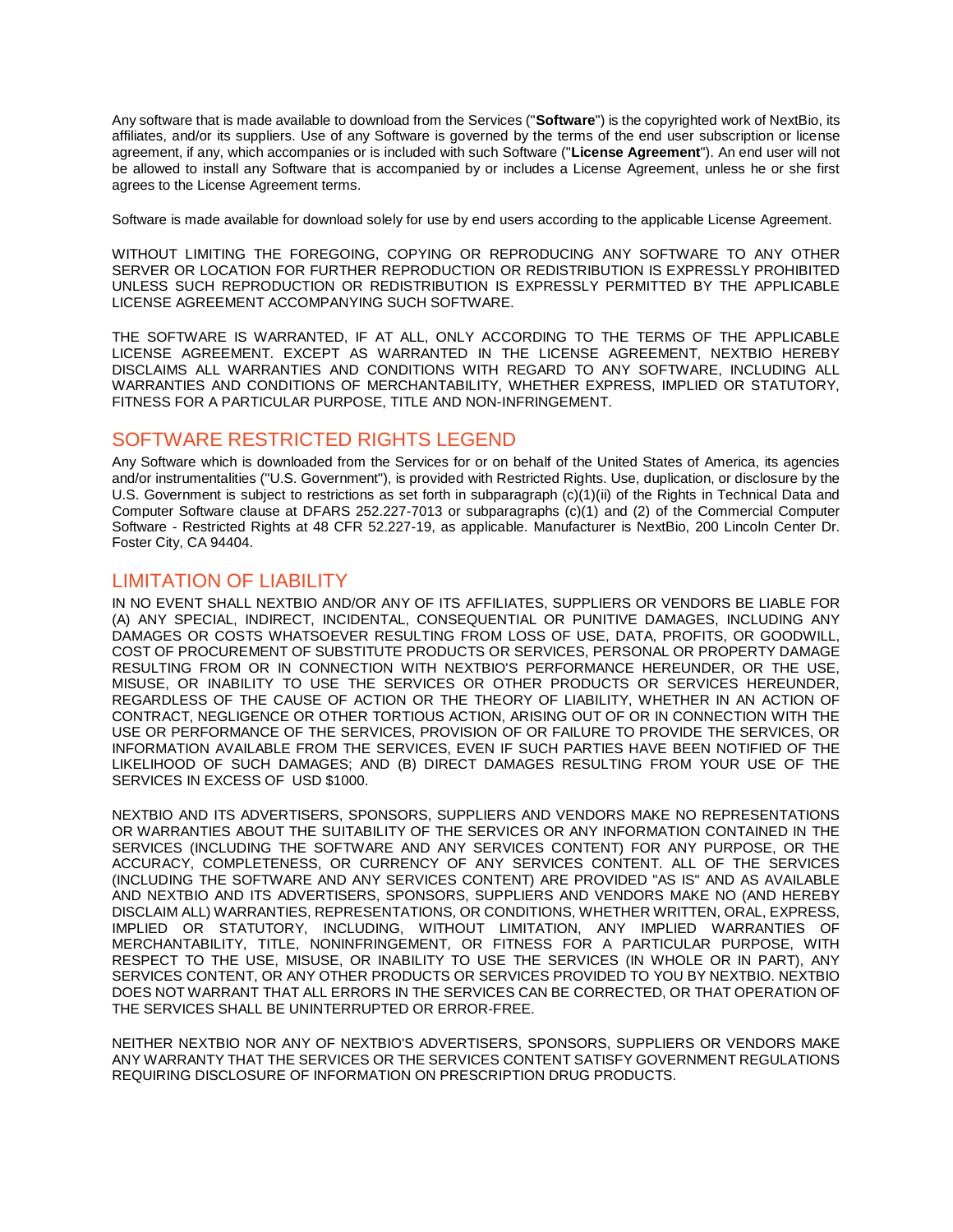Any software that is made available to download from the Services ("**Software**") is the copyrighted work of NextBio, its affiliates, and/or its suppliers. Use of any Software is governed by the terms of the end user subscription or license agreement, if any, which accompanies or is included with such Software ("**License Agreement**"). An end user will not be allowed to install any Software that is accompanied by or includes a License Agreement, unless he or she first agrees to the License Agreement terms.

Software is made available for download solely for use by end users according to the applicable License Agreement.

WITHOUT LIMITING THE FOREGOING, COPYING OR REPRODUCING ANY SOFTWARE TO ANY OTHER SERVER OR LOCATION FOR FURTHER REPRODUCTION OR REDISTRIBUTION IS EXPRESSLY PROHIBITED UNLESS SUCH REPRODUCTION OR REDISTRIBUTION IS EXPRESSLY PERMITTED BY THE APPLICABLE LICENSE AGREEMENT ACCOMPANYING SUCH SOFTWARE.

THE SOFTWARE IS WARRANTED, IF AT ALL, ONLY ACCORDING TO THE TERMS OF THE APPLICABLE LICENSE AGREEMENT. EXCEPT AS WARRANTED IN THE LICENSE AGREEMENT, NEXTBIO HEREBY DISCLAIMS ALL WARRANTIES AND CONDITIONS WITH REGARD TO ANY SOFTWARE, INCLUDING ALL WARRANTIES AND CONDITIONS OF MERCHANTABILITY, WHETHER EXPRESS, IMPLIED OR STATUTORY, FITNESS FOR A PARTICULAR PURPOSE, TITLE AND NON-INFRINGEMENT.

## SOFTWARE RESTRICTED RIGHTS LEGEND

Any Software which is downloaded from the Services for or on behalf of the United States of America, its agencies and/or instrumentalities ("U.S. Government"), is provided with Restricted Rights. Use, duplication, or disclosure by the U.S. Government is subject to restrictions as set forth in subparagraph (c)(1)(ii) of the Rights in Technical Data and Computer Software clause at DFARS 252.227-7013 or subparagraphs (c)(1) and (2) of the Commercial Computer Software - Restricted Rights at 48 CFR 52.227-19, as applicable. Manufacturer is NextBio, 200 Lincoln Center Dr. Foster City, CA 94404.

## LIMITATION OF LIABILITY

IN NO EVENT SHALL NEXTBIO AND/OR ANY OF ITS AFFILIATES, SUPPLIERS OR VENDORS BE LIABLE FOR (A) ANY SPECIAL, INDIRECT, INCIDENTAL, CONSEQUENTIAL OR PUNITIVE DAMAGES, INCLUDING ANY DAMAGES OR COSTS WHATSOEVER RESULTING FROM LOSS OF USE, DATA, PROFITS, OR GOODWILL, COST OF PROCUREMENT OF SUBSTITUTE PRODUCTS OR SERVICES, PERSONAL OR PROPERTY DAMAGE RESULTING FROM OR IN CONNECTION WITH NEXTBIO'S PERFORMANCE HEREUNDER, OR THE USE, MISUSE, OR INABILITY TO USE THE SERVICES OR OTHER PRODUCTS OR SERVICES HEREUNDER, REGARDLESS OF THE CAUSE OF ACTION OR THE THEORY OF LIABILITY, WHETHER IN AN ACTION OF CONTRACT, NEGLIGENCE OR OTHER TORTIOUS ACTION, ARISING OUT OF OR IN CONNECTION WITH THE USE OR PERFORMANCE OF THE SERVICES, PROVISION OF OR FAILURE TO PROVIDE THE SERVICES, OR INFORMATION AVAILABLE FROM THE SERVICES, EVEN IF SUCH PARTIES HAVE BEEN NOTIFIED OF THE LIKELIHOOD OF SUCH DAMAGES; AND (B) DIRECT DAMAGES RESULTING FROM YOUR USE OF THE SERVICES IN EXCESS OF USD $1000.

NEXTBIO AND ITS ADVERTISERS, SPONSORS, SUPPLIERS AND VENDORS MAKE NO REPRESENTATIONS OR WARRANTIES ABOUT THE SUITABILITY OF THE SERVICES OR ANY INFORMATION CONTAINED IN THE SERVICES (INCLUDING THE SOFTWARE AND ANY SERVICES CONTENT) FOR ANY PURPOSE, OR THE ACCURACY, COMPLETENESS, OR CURRENCY OF ANY SERVICES CONTENT. ALL OF THE SERVICES (INCLUDING THE SOFTWARE AND ANY SERVICES CONTENT) ARE PROVIDED "AS IS" AND AS AVAILABLE AND NEXTBIO AND ITS ADVERTISERS, SPONSORS, SUPPLIERS AND VENDORS MAKE NO (AND HEREBY DISCLAIM ALL) WARRANTIES, REPRESENTATIONS, OR CONDITIONS, WHETHER WRITTEN, ORAL, EXPRESS, IMPLIED OR STATUTORY, INCLUDING, WITHOUT LIMITATION, ANY IMPLIED WARRANTIES OF MERCHANTABILITY, TITLE, NONINFRINGEMENT, OR FITNESS FOR A PARTICULAR PURPOSE, WITH RESPECT TO THE USE, MISUSE, OR INABILITY TO USE THE SERVICES (IN WHOLE OR IN PART), ANY SERVICES CONTENT, OR ANY OTHER PRODUCTS OR SERVICES PROVIDED TO YOU BY NEXTBIO. NEXTBIO DOES NOT WARRANT THAT ALL ERRORS IN THE SERVICES CAN BE CORRECTED, OR THAT OPERATION OF THE SERVICES SHALL BE UNINTERRUPTED OR ERROR-FREE.

NEITHER NEXTBIO NOR ANY OF NEXTBIO'S ADVERTISERS, SPONSORS, SUPPLIERS OR VENDORS MAKE ANY WARRANTY THAT THE SERVICES OR THE SERVICES CONTENT SATISFY GOVERNMENT REGULATIONS REQUIRING DISCLOSURE OF INFORMATION ON PRESCRIPTION DRUG PRODUCTS.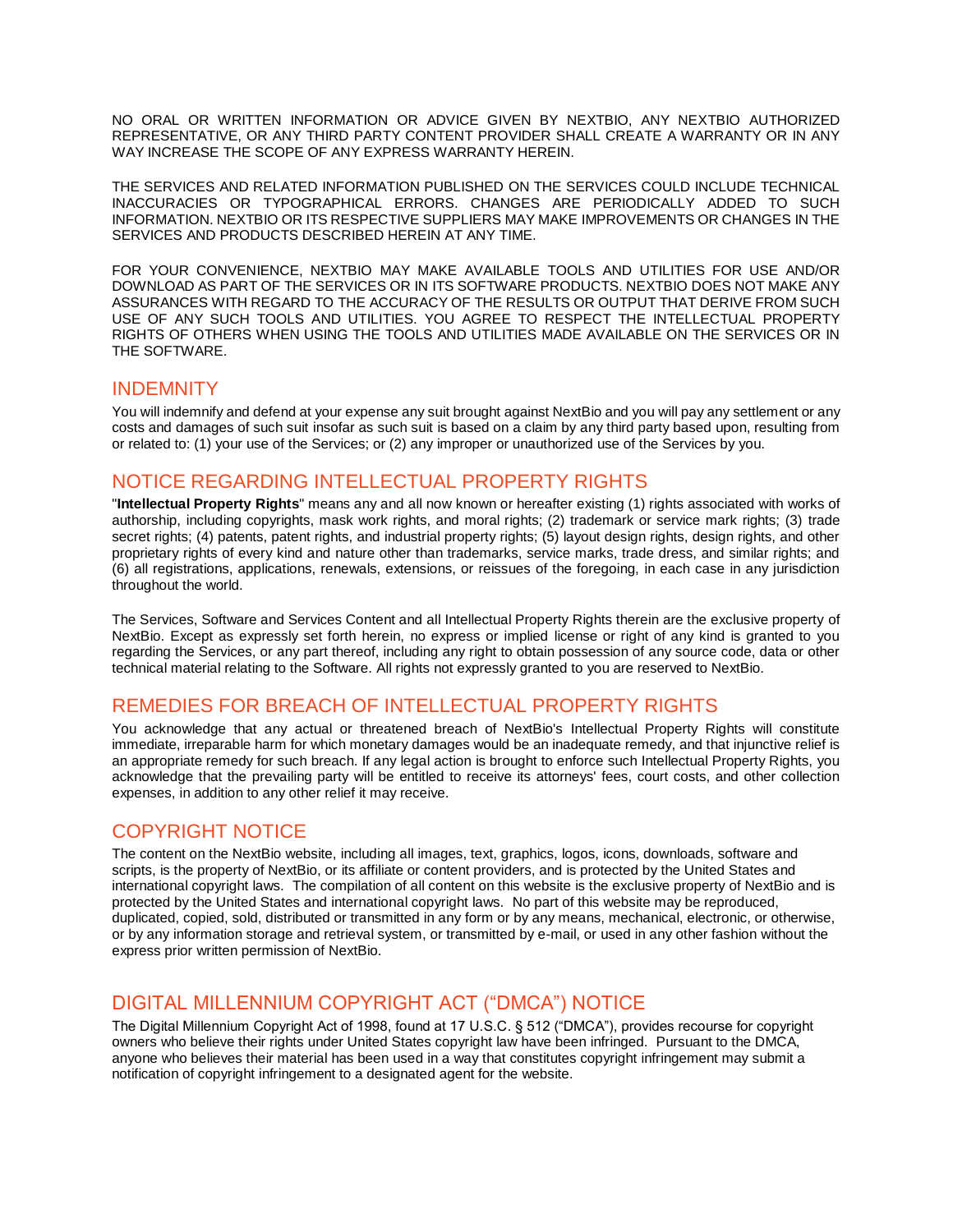NO ORAL OR WRITTEN INFORMATION OR ADVICE GIVEN BY NEXTBIO, ANY NEXTBIO AUTHORIZED REPRESENTATIVE, OR ANY THIRD PARTY CONTENT PROVIDER SHALL CREATE A WARRANTY OR IN ANY WAY INCREASE THE SCOPE OF ANY EXPRESS WARRANTY HEREIN.

THE SERVICES AND RELATED INFORMATION PUBLISHED ON THE SERVICES COULD INCLUDE TECHNICAL INACCURACIES OR TYPOGRAPHICAL ERRORS. CHANGES ARE PERIODICALLY ADDED TO SUCH INFORMATION. NEXTBIO OR ITS RESPECTIVE SUPPLIERS MAY MAKE IMPROVEMENTS OR CHANGES IN THE SERVICES AND PRODUCTS DESCRIBED HEREIN AT ANY TIME.

FOR YOUR CONVENIENCE, NEXTBIO MAY MAKE AVAILABLE TOOLS AND UTILITIES FOR USE AND/OR DOWNLOAD AS PART OF THE SERVICES OR IN ITS SOFTWARE PRODUCTS. NEXTBIO DOES NOT MAKE ANY ASSURANCES WITH REGARD TO THE ACCURACY OF THE RESULTS OR OUTPUT THAT DERIVE FROM SUCH USE OF ANY SUCH TOOLS AND UTILITIES. YOU AGREE TO RESPECT THE INTELLECTUAL PROPERTY RIGHTS OF OTHERS WHEN USING THE TOOLS AND UTILITIES MADE AVAILABLE ON THE SERVICES OR IN THE SOFTWARE.

## INDEMNITY

You will indemnify and defend at your expense any suit brought against NextBio and you will pay any settlement or any costs and damages of such suit insofar as such suit is based on a claim by any third party based upon, resulting from or related to: (1) your use of the Services; or (2) any improper or unauthorized use of the Services by you.

## NOTICE REGARDING INTELLECTUAL PROPERTY RIGHTS

"**Intellectual Property Rights**" means any and all now known or hereafter existing (1) rights associated with works of authorship, including copyrights, mask work rights, and moral rights; (2) trademark or service mark rights; (3) trade secret rights; (4) patents, patent rights, and industrial property rights; (5) layout design rights, design rights, and other proprietary rights of every kind and nature other than trademarks, service marks, trade dress, and similar rights; and (6) all registrations, applications, renewals, extensions, or reissues of the foregoing, in each case in any jurisdiction throughout the world.

The Services, Software and Services Content and all Intellectual Property Rights therein are the exclusive property of NextBio. Except as expressly set forth herein, no express or implied license or right of any kind is granted to you regarding the Services, or any part thereof, including any right to obtain possession of any source code, data or other technical material relating to the Software. All rights not expressly granted to you are reserved to NextBio.

## REMEDIES FOR BREACH OF INTELLECTUAL PROPERTY RIGHTS

You acknowledge that any actual or threatened breach of NextBio's Intellectual Property Rights will constitute immediate, irreparable harm for which monetary damages would be an inadequate remedy, and that injunctive relief is an appropriate remedy for such breach. If any legal action is brought to enforce such Intellectual Property Rights, you acknowledge that the prevailing party will be entitled to receive its attorneys' fees, court costs, and other collection expenses, in addition to any other relief it may receive.

## COPYRIGHT NOTICE

The content on the NextBio website, including all images, text, graphics, logos, icons, downloads, software and scripts, is the property of NextBio, or its affiliate or content providers, and is protected by the United States and international copyright laws. The compilation of all content on this website is the exclusive property of NextBio and is protected by the United States and international copyright laws. No part of this website may be reproduced, duplicated, copied, sold, distributed or transmitted in any form or by any means, mechanical, electronic, or otherwise, or by any information storage and retrieval system, or transmitted by e-mail, or used in any other fashion without the express prior written permission of NextBio.

## DIGITAL MILLENNIUM COPYRIGHT ACT ("DMCA") NOTICE

The Digital Millennium Copyright Act of 1998, found at 17 U.S.C. § 512 ("DMCA"), provides recourse for copyright owners who believe their rights under United States copyright law have been infringed. Pursuant to the DMCA, anyone who believes their material has been used in a way that constitutes copyright infringement may submit a notification of copyright infringement to a designated agent for the website.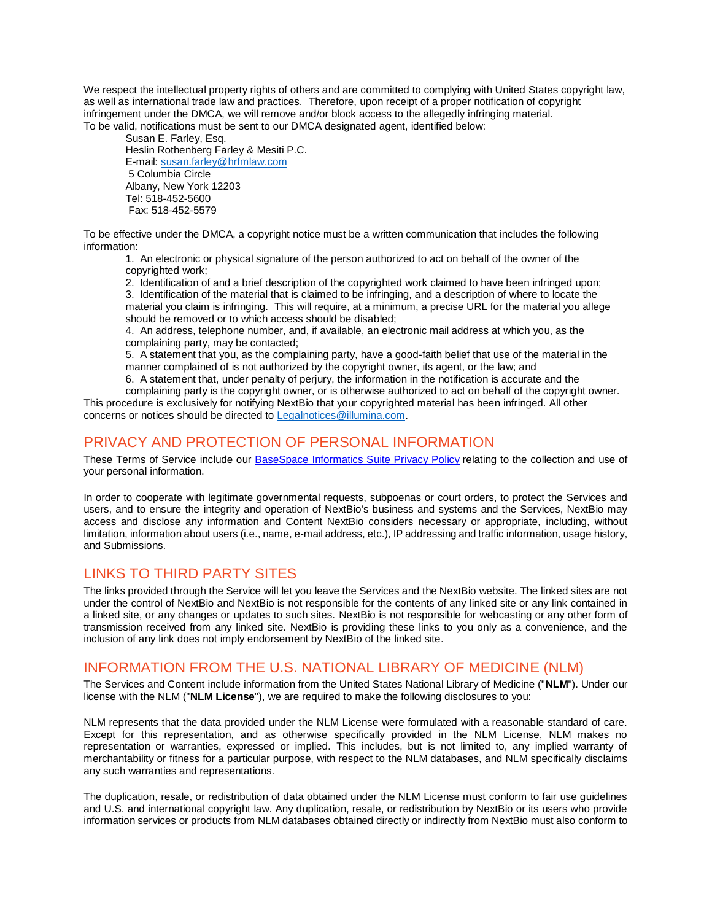We respect the intellectual property rights of others and are committed to complying with United States copyright law, as well as international trade law and practices. Therefore, upon receipt of a proper notification of copyright infringement under the DMCA, we will remove and/or block access to the allegedly infringing material.
To be valid, notifications must be sent to our DMCA designated agent, identified below:

> Susan E. Farley, Esq.
> Heslin Rothenberg Farley & Mesiti P.C.
> E-mail: susan.farley@hrfmlaw.com
> 5 Columbia Circle
> Albany, New York 12203
> Tel: 518-452-5600
> Fax: 518-452-5579

To be effective under the DMCA, a copyright notice must be a written communication that includes the following information:

1. An electronic or physical signature of the person authorized to act on behalf of the owner of the copyrighted work;
2. Identification of and a brief description of the copyrighted work claimed to have been infringed upon;
3. Identification of the material that is claimed to be infringing, and a description of where to locate the material you claim is infringing. This will require, at a minimum, a precise URL for the material you allege should be removed or to which access should be disabled;
4. An address, telephone number, and, if available, an electronic mail address at which you, as the complaining party, may be contacted;
5. A statement that you, as the complaining party, have a good-faith belief that use of the material in the manner complained of is not authorized by the copyright owner, its agent, or the law; and
6. A statement that, under penalty of perjury, the information in the notification is accurate and the complaining party is the copyright owner, or is otherwise authorized to act on behalf of the copyright owner.

This procedure is exclusively for notifying NextBio that your copyrighted material has been infringed. All other concerns or notices should be directed to Legalnotices@illumina.com.

## PRIVACY AND PROTECTION OF PERSONAL INFORMATION

These Terms of Service include our BaseSpace Informatics Suite Privacy Policy relating to the collection and use of your personal information.

In order to cooperate with legitimate governmental requests, subpoenas or court orders, to protect the Services and users, and to ensure the integrity and operation of NextBio's business and systems and the Services, NextBio may access and disclose any information and Content NextBio considers necessary or appropriate, including, without limitation, information about users (i.e., name, e-mail address, etc.), IP addressing and traffic information, usage history, and Submissions.

## LINKS TO THIRD PARTY SITES

The links provided through the Service will let you leave the Services and the NextBio website. The linked sites are not under the control of NextBio and NextBio is not responsible for the contents of any linked site or any link contained in a linked site, or any changes or updates to such sites. NextBio is not responsible for webcasting or any other form of transmission received from any linked site. NextBio is providing these links to you only as a convenience, and the inclusion of any link does not imply endorsement by NextBio of the linked site.

## INFORMATION FROM THE U.S. NATIONAL LIBRARY OF MEDICINE (NLM)

The Services and Content include information from the United States National Library of Medicine ("**NLM**"). Under our license with the NLM ("**NLM License**"), we are required to make the following disclosures to you:

NLM represents that the data provided under the NLM License were formulated with a reasonable standard of care. Except for this representation, and as otherwise specifically provided in the NLM License, NLM makes no representation or warranties, expressed or implied. This includes, but is not limited to, any implied warranty of merchantability or fitness for a particular purpose, with respect to the NLM databases, and NLM specifically disclaims any such warranties and representations.

The duplication, resale, or redistribution of data obtained under the NLM License must conform to fair use guidelines and U.S. and international copyright law. Any duplication, resale, or redistribution by NextBio or its users who provide information services or products from NLM databases obtained directly or indirectly from NextBio must also conform to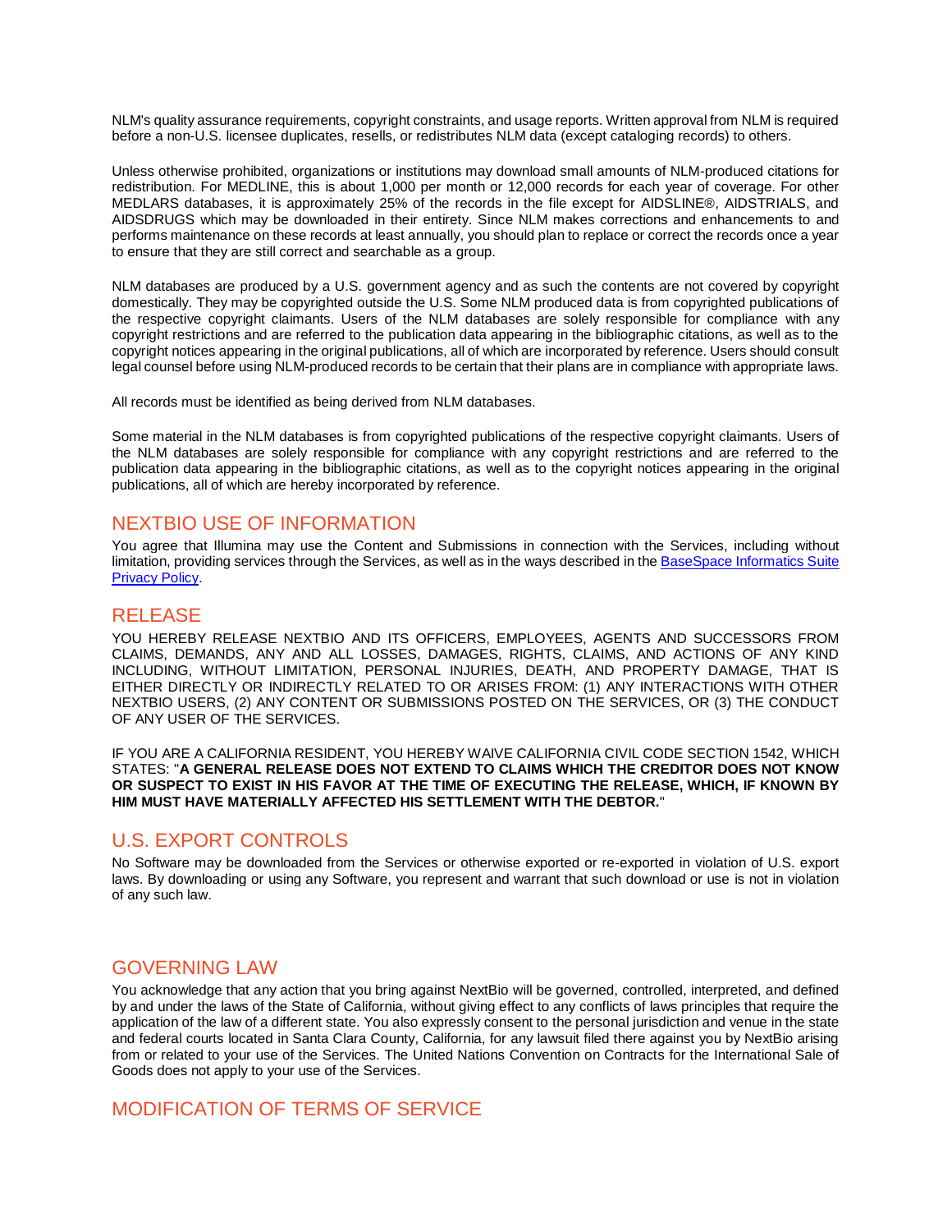NLM's quality assurance requirements, copyright constraints, and usage reports. Written approval from NLM is required before a non-U.S. licensee duplicates, resells, or redistributes NLM data (except cataloging records) to others.

Unless otherwise prohibited, organizations or institutions may download small amounts of NLM-produced citations for redistribution. For MEDLINE, this is about 1,000 per month or 12,000 records for each year of coverage. For other MEDLARS databases, it is approximately 25% of the records in the file except for AIDSLINE®, AIDSTRIALS, and AIDSDRUGS which may be downloaded in their entirety. Since NLM makes corrections and enhancements to and performs maintenance on these records at least annually, you should plan to replace or correct the records once a year to ensure that they are still correct and searchable as a group.

NLM databases are produced by a U.S. government agency and as such the contents are not covered by copyright domestically. They may be copyrighted outside the U.S. Some NLM produced data is from copyrighted publications of the respective copyright claimants. Users of the NLM databases are solely responsible for compliance with any copyright restrictions and are referred to the publication data appearing in the bibliographic citations, as well as to the copyright notices appearing in the original publications, all of which are incorporated by reference. Users should consult legal counsel before using NLM-produced records to be certain that their plans are in compliance with appropriate laws.

All records must be identified as being derived from NLM databases.

Some material in the NLM databases is from copyrighted publications of the respective copyright claimants. Users of the NLM databases are solely responsible for compliance with any copyright restrictions and are referred to the publication data appearing in the bibliographic citations, as well as to the copyright notices appearing in the original publications, all of which are hereby incorporated by reference.

## NEXTBIO USE OF INFORMATION

You agree that Illumina may use the Content and Submissions in connection with the Services, including without limitation, providing services through the Services, as well as in the ways described in the BaseSpace Informatics Suite Privacy Policy.

## RELEASE

YOU HEREBY RELEASE NEXTBIO AND ITS OFFICERS, EMPLOYEES, AGENTS AND SUCCESSORS FROM CLAIMS, DEMANDS, ANY AND ALL LOSSES, DAMAGES, RIGHTS, CLAIMS, AND ACTIONS OF ANY KIND INCLUDING, WITHOUT LIMITATION, PERSONAL INJURIES, DEATH, AND PROPERTY DAMAGE, THAT IS EITHER DIRECTLY OR INDIRECTLY RELATED TO OR ARISES FROM: (1) ANY INTERACTIONS WITH OTHER NEXTBIO USERS, (2) ANY CONTENT OR SUBMISSIONS POSTED ON THE SERVICES, OR (3) THE CONDUCT OF ANY USER OF THE SERVICES.

IF YOU ARE A CALIFORNIA RESIDENT, YOU HEREBY WAIVE CALIFORNIA CIVIL CODE SECTION 1542, WHICH STATES: "**A GENERAL RELEASE DOES NOT EXTEND TO CLAIMS WHICH THE CREDITOR DOES NOT KNOW OR SUSPECT TO EXIST IN HIS FAVOR AT THE TIME OF EXECUTING THE RELEASE, WHICH, IF KNOWN BY HIM MUST HAVE MATERIALLY AFFECTED HIS SETTLEMENT WITH THE DEBTOR.**"

## U.S. EXPORT CONTROLS

No Software may be downloaded from the Services or otherwise exported or re-exported in violation of U.S. export laws. By downloading or using any Software, you represent and warrant that such download or use is not in violation of any such law.

## GOVERNING LAW

You acknowledge that any action that you bring against NextBio will be governed, controlled, interpreted, and defined by and under the laws of the State of California, without giving effect to any conflicts of laws principles that require the application of the law of a different state. You also expressly consent to the personal jurisdiction and venue in the state and federal courts located in Santa Clara County, California, for any lawsuit filed there against you by NextBio arising from or related to your use of the Services. The United Nations Convention on Contracts for the International Sale of Goods does not apply to your use of the Services.

## MODIFICATION OF TERMS OF SERVICE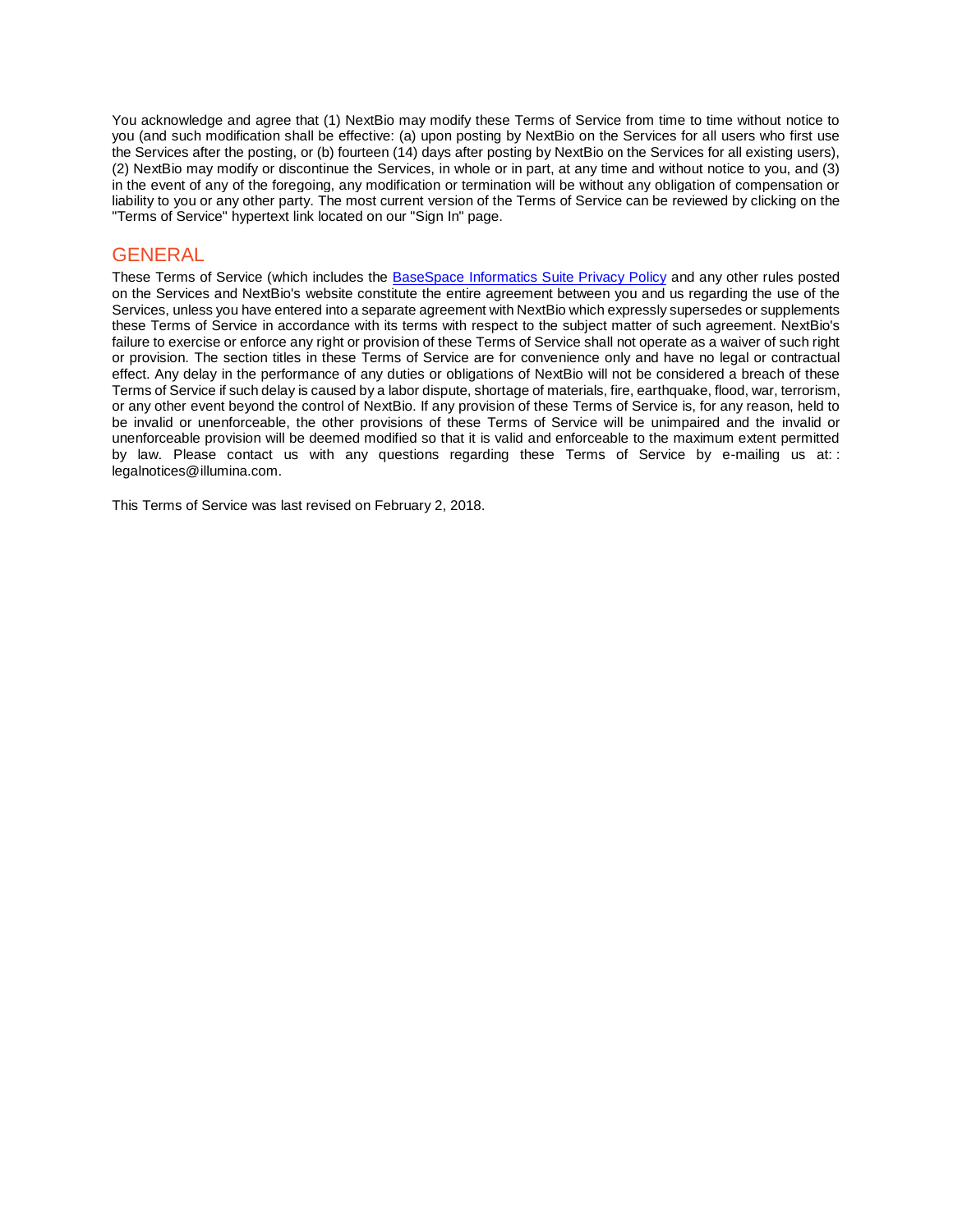You acknowledge and agree that (1) NextBio may modify these Terms of Service from time to time without notice to you (and such modification shall be effective: (a) upon posting by NextBio on the Services for all users who first use the Services after the posting, or (b) fourteen (14) days after posting by NextBio on the Services for all existing users), (2) NextBio may modify or discontinue the Services, in whole or in part, at any time and without notice to you, and (3) in the event of any of the foregoing, any modification or termination will be without any obligation of compensation or liability to you or any other party. The most current version of the Terms of Service can be reviewed by clicking on the "Terms of Service" hypertext link located on our "Sign In" page.

## GENERAL

These Terms of Service (which includes the BaseSpace Informatics Suite Privacy Policy and any other rules posted on the Services and NextBio's website constitute the entire agreement between you and us regarding the use of the Services, unless you have entered into a separate agreement with NextBio which expressly supersedes or supplements these Terms of Service in accordance with its terms with respect to the subject matter of such agreement. NextBio's failure to exercise or enforce any right or provision of these Terms of Service shall not operate as a waiver of such right or provision. The section titles in these Terms of Service are for convenience only and have no legal or contractual effect. Any delay in the performance of any duties or obligations of NextBio will not be considered a breach of these Terms of Service if such delay is caused by a labor dispute, shortage of materials, fire, earthquake, flood, war, terrorism, or any other event beyond the control of NextBio. If any provision of these Terms of Service is, for any reason, held to be invalid or unenforceable, the other provisions of these Terms of Service will be unimpaired and the invalid or unenforceable provision will be deemed modified so that it is valid and enforceable to the maximum extent permitted by law. Please contact us with any questions regarding these Terms of Service by e-mailing us at: : legalnotices@illumina.com.

This Terms of Service was last revised on February 2, 2018.